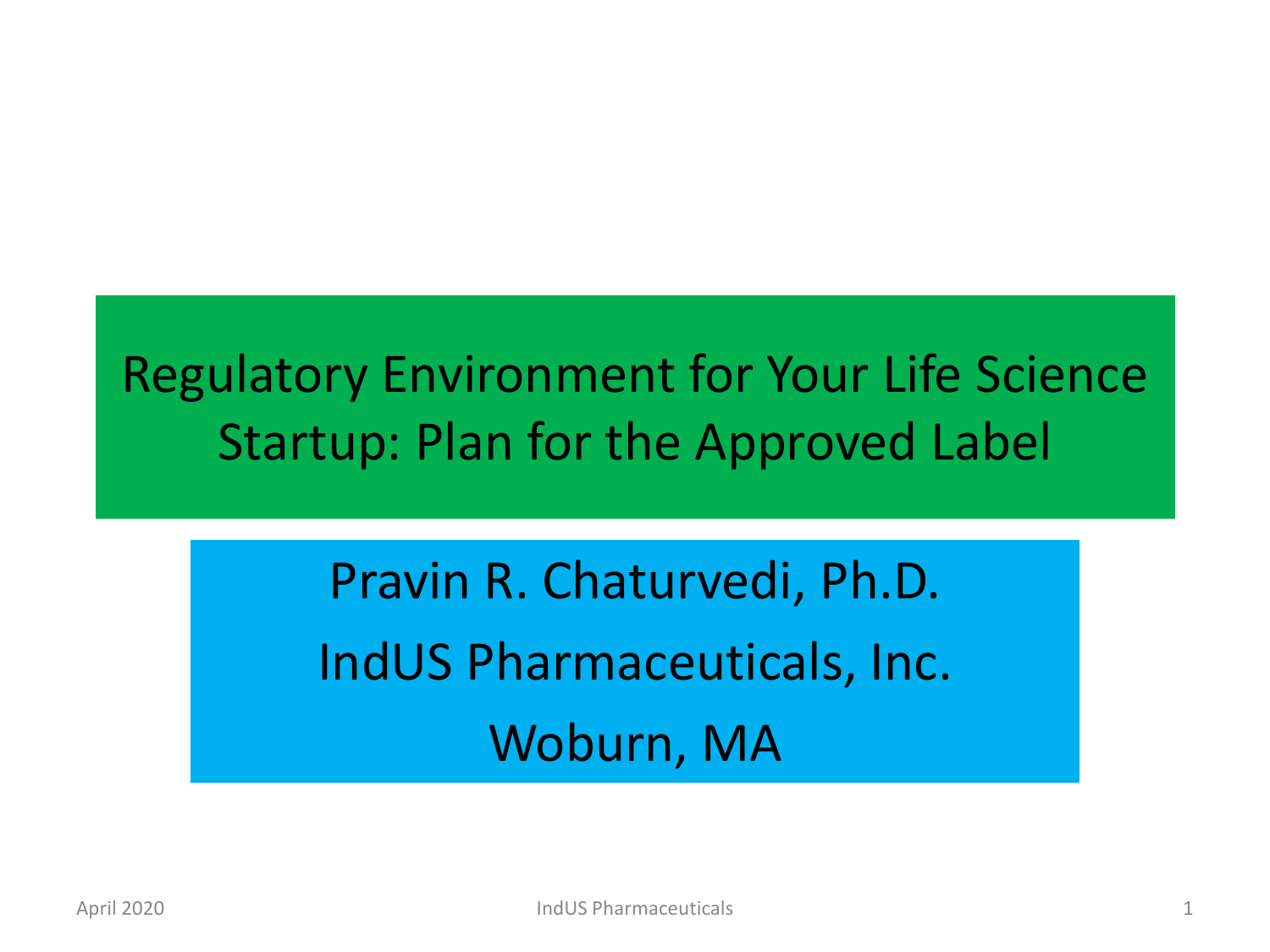# Regulatory Environment for Your Life Science Startup: Plan for the Approved Label

Pravin R. Chaturvedi, Ph.D.

IndUS Pharmaceuticals, Inc.

Woburn, MA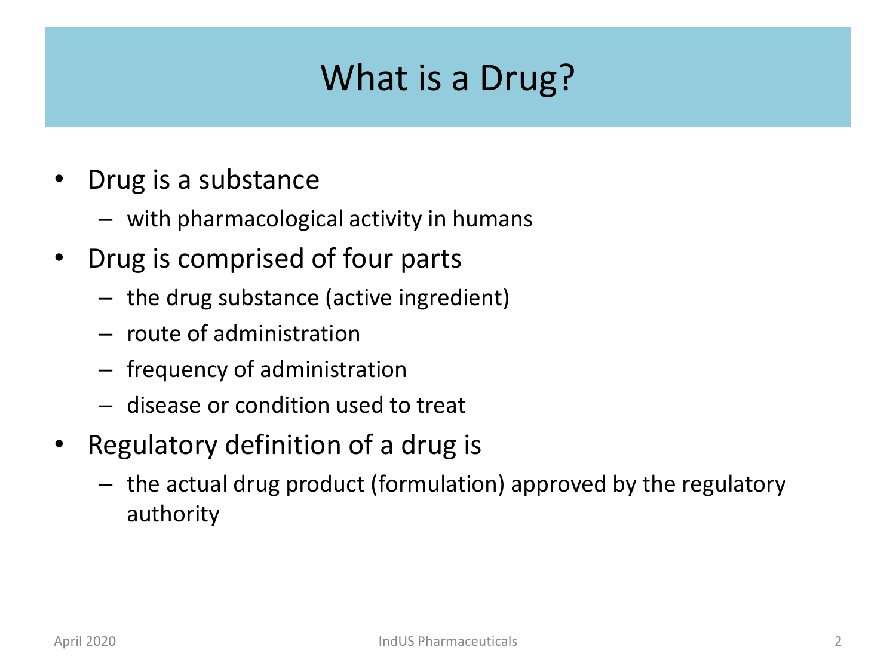# What is a Drug?

- Drug is a substance
  - with pharmacological activity in humans
- Drug is comprised of four parts
  - the drug substance (active ingredient)
  - route of administration
  - frequency of administration
  - disease or condition used to treat
- Regulatory definition of a drug is
  - the actual drug product (formulation) approved by the regulatory authority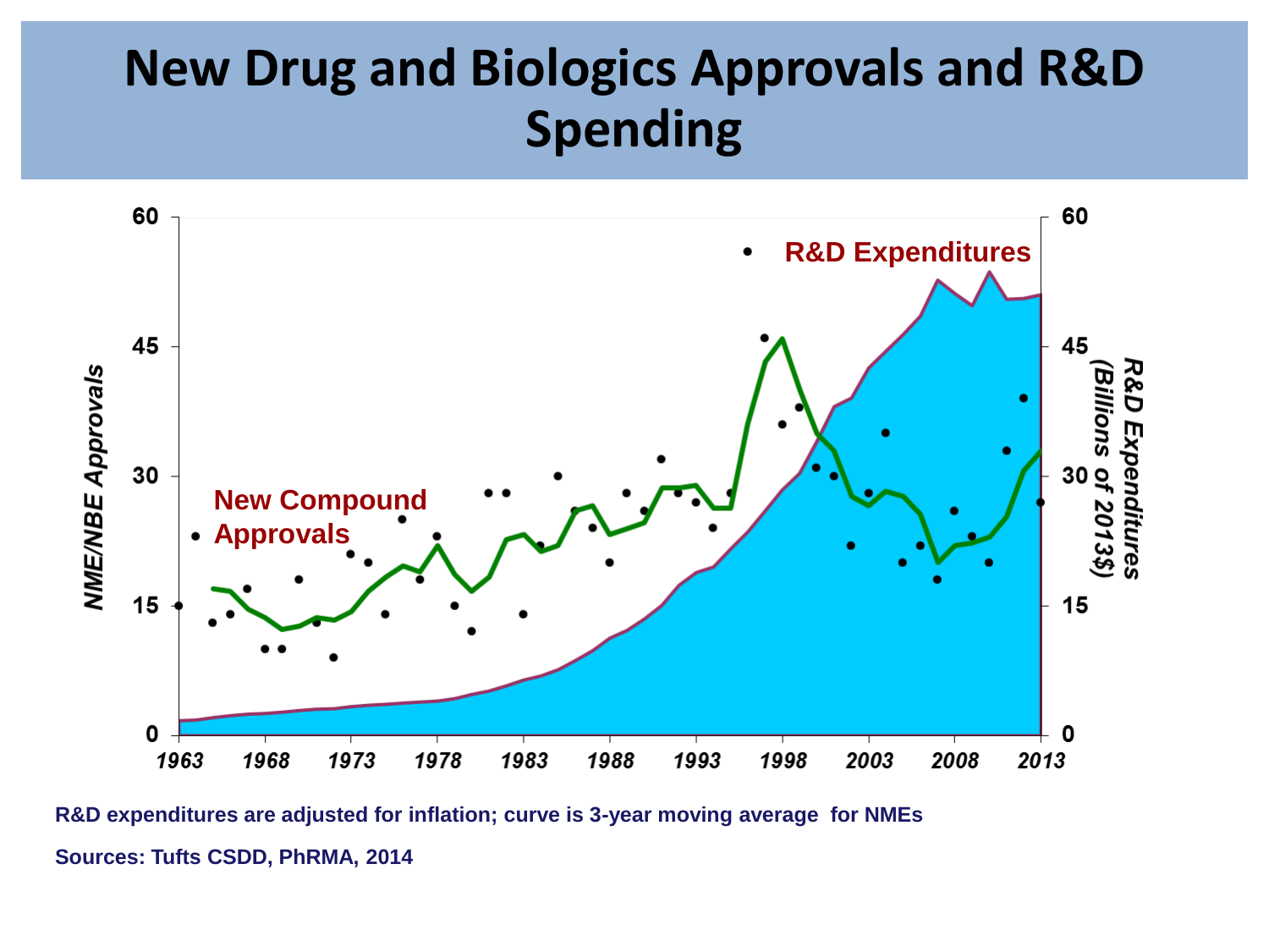# New Drug and Biologics Approvals and R&D Spending

R&D expenditures are adjusted for inflation; curve is 3-year moving average for NMEs

Sources: Tufts CSDD, PhRMA, 2014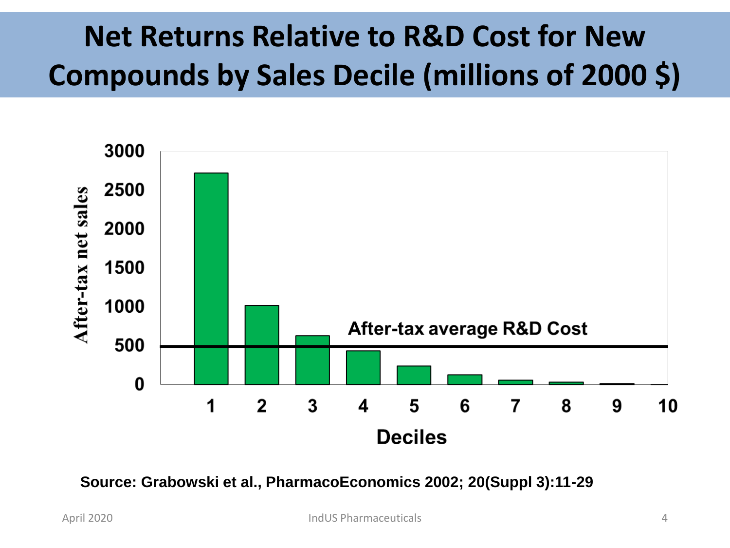# Net Returns Relative to R&D Cost for New Compounds by Sales Decile (millions of 2000 $)

After-tax net sales

3000
2500
2000
1500
1000
500
0

After-tax average R&D Cost

1 2 3 4 5 6 7 8 9 10

Deciles

**Source: Grabowski et al., PharmacoEconomics 2002; 20(Suppl 3):11-29**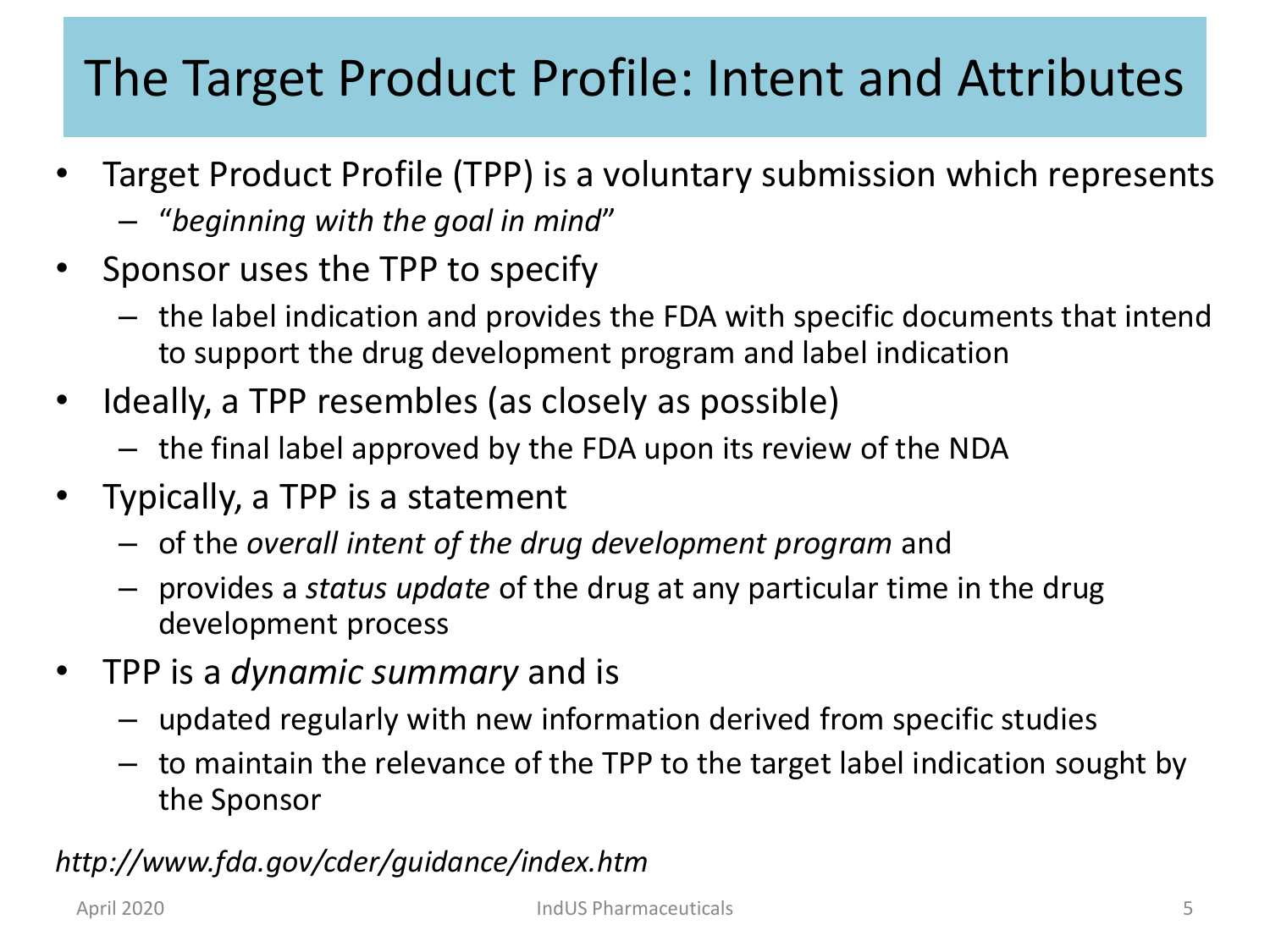# The Target Product Profile: Intent and Attributes

- Target Product Profile (TPP) is a voluntary submission which represents
  - "*beginning with the goal in mind*"
- Sponsor uses the TPP to specify
  - the label indication and provides the FDA with specific documents that intend to support the drug development program and label indication
- Ideally, a TPP resembles (as closely as possible)
  - the final label approved by the FDA upon its review of the NDA
- Typically, a TPP is a statement
  - of the *overall intent of the drug development program* and
  - provides a *status update* of the drug at any particular time in the drug development process
- TPP is a *dynamic summary* and is
  - updated regularly with new information derived from specific studies
  - to maintain the relevance of the TPP to the target label indication sought by the Sponsor

*http://www.fda.gov/cder/guidance/index.htm*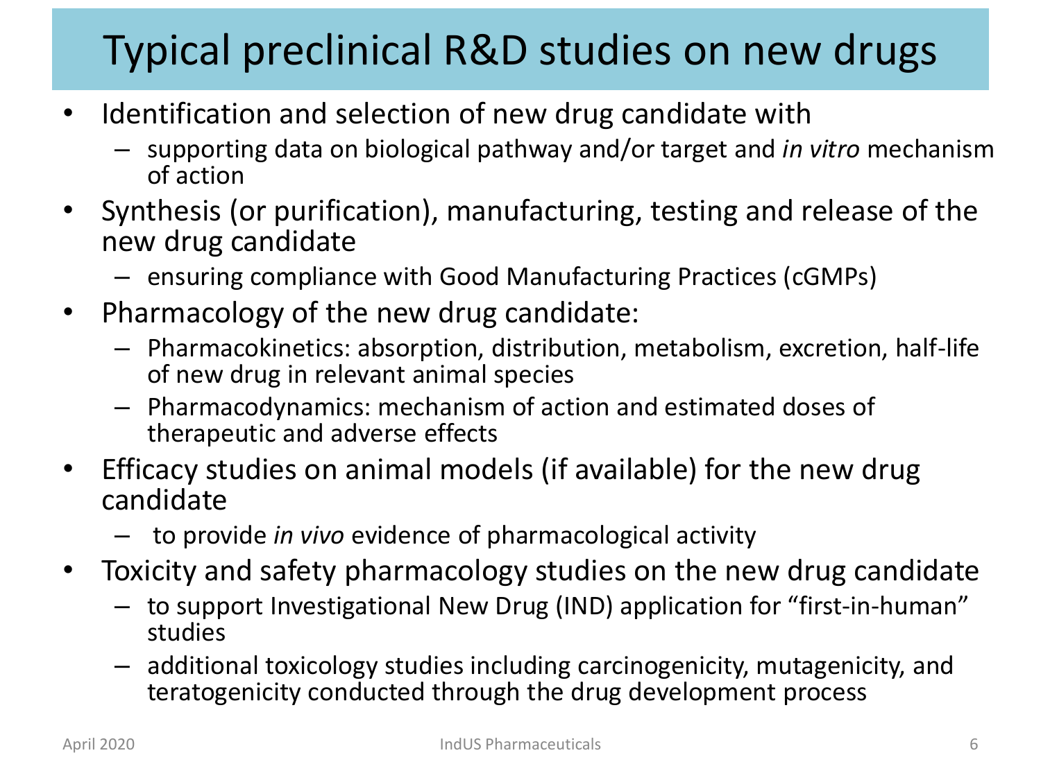# Typical preclinical R&D studies on new drugs

- Identification and selection of new drug candidate with
  - supporting data on biological pathway and/or target and *in vitro* mechanism of action
- Synthesis (or purification), manufacturing, testing and release of the new drug candidate
  - ensuring compliance with Good Manufacturing Practices (cGMPs)
- Pharmacology of the new drug candidate:
  - Pharmacokinetics: absorption, distribution, metabolism, excretion, half-life of new drug in relevant animal species
  - Pharmacodynamics: mechanism of action and estimated doses of therapeutic and adverse effects
- Efficacy studies on animal models (if available) for the new drug candidate
  - to provide *in vivo* evidence of pharmacological activity
- Toxicity and safety pharmacology studies on the new drug candidate
  - to support Investigational New Drug (IND) application for "first-in-human" studies
  - additional toxicology studies including carcinogenicity, mutagenicity, and teratogenicity conducted through the drug development process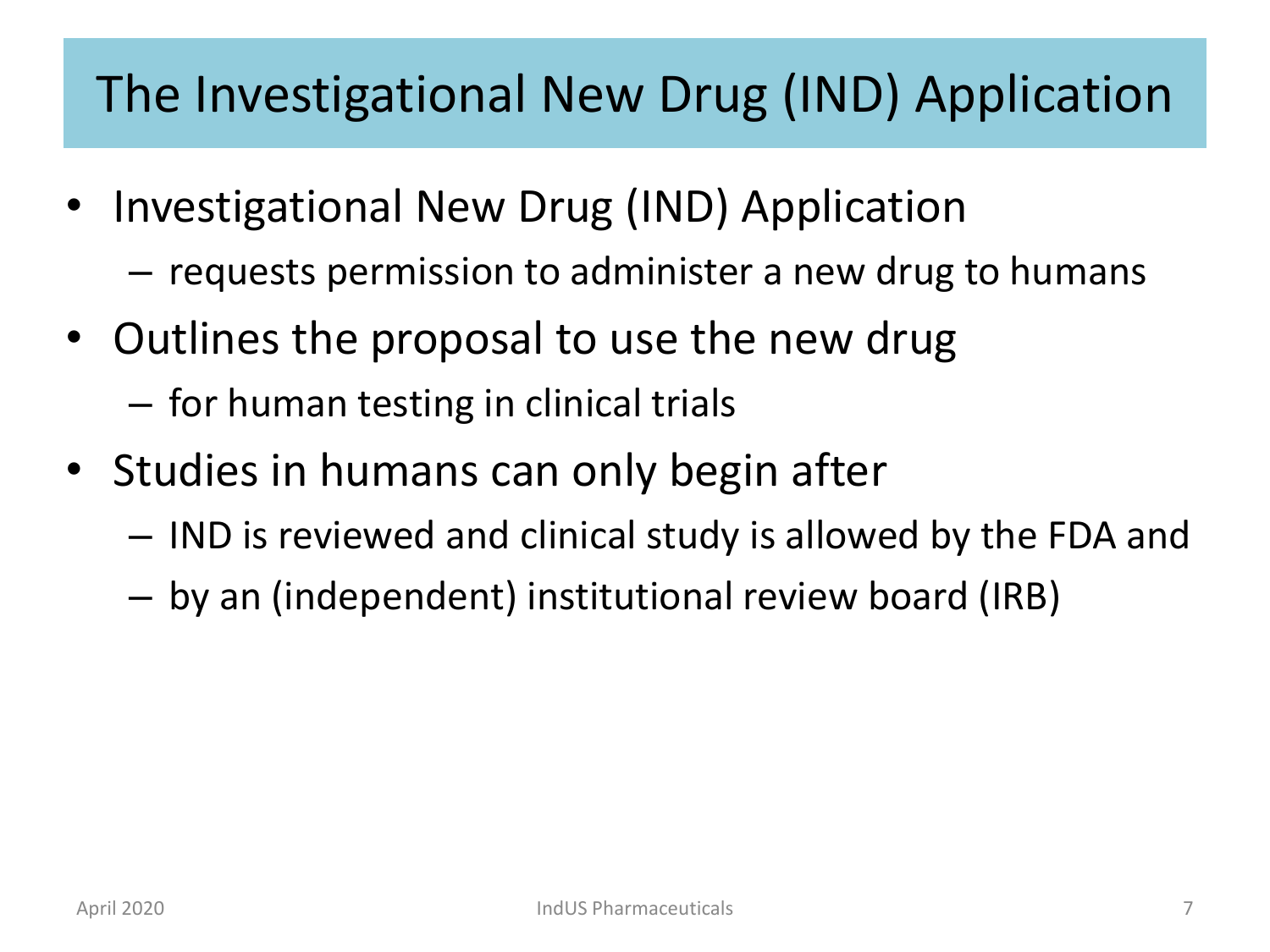# The Investigational New Drug (IND) Application

- Investigational New Drug (IND) Application
  - requests permission to administer a new drug to humans
- Outlines the proposal to use the new drug
  - for human testing in clinical trials
- Studies in humans can only begin after
  - IND is reviewed and clinical study is allowed by the FDA and
  - by an (independent) institutional review board (IRB)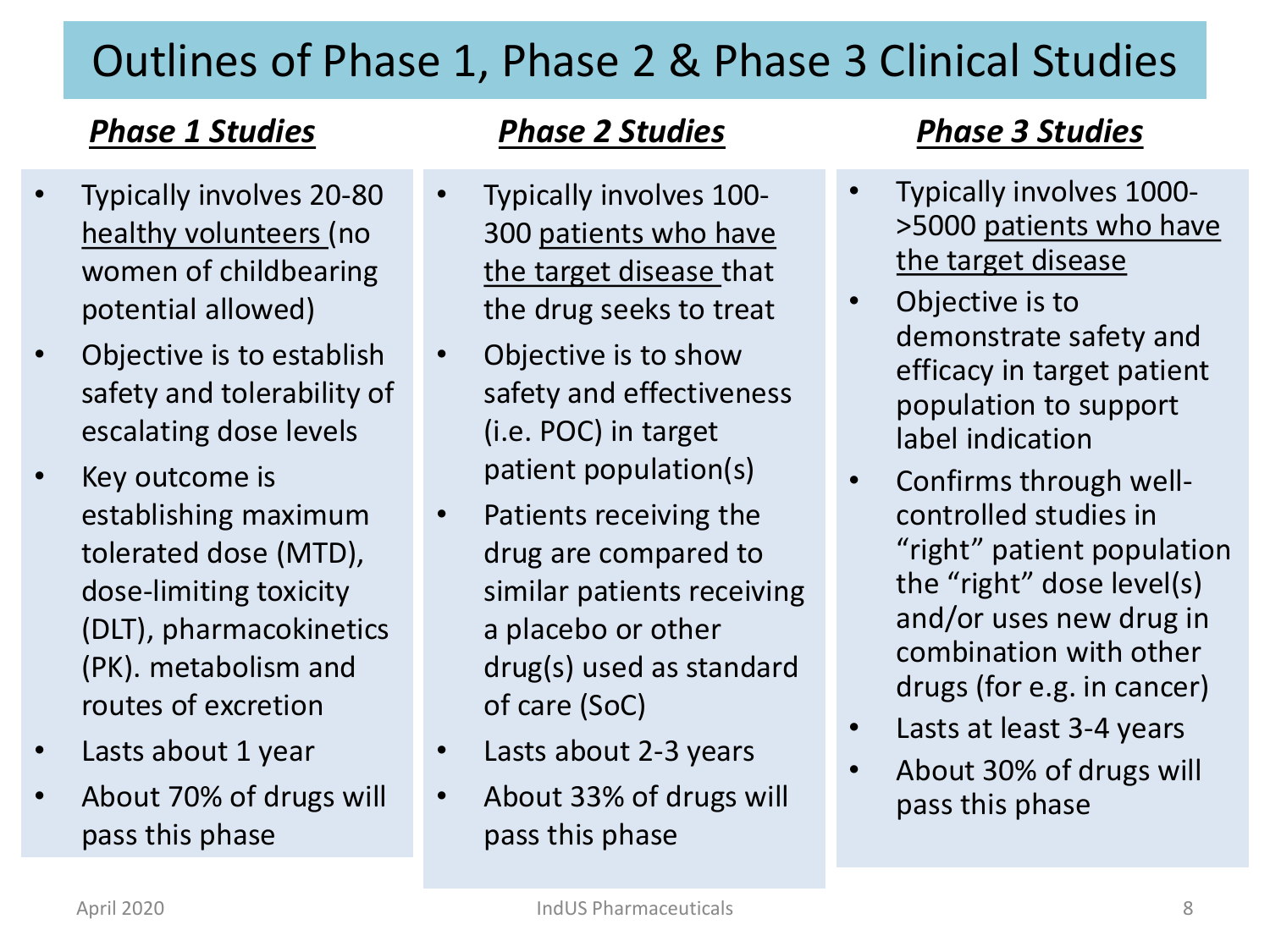# Outlines of Phase 1, Phase 2 & Phase 3 Clinical Studies

## ***Phase 1 Studies***

- Typically involves 20-80 healthy volunteers (no women of childbearing potential allowed)
- Objective is to establish safety and tolerability of escalating dose levels
- Key outcome is establishing maximum tolerated dose (MTD), dose-limiting toxicity (DLT), pharmacokinetics (PK). metabolism and routes of excretion
- Lasts about 1 year
- About 70% of drugs will pass this phase

## ***Phase 2 Studies***

- Typically involves 100-300 patients who have the target disease that the drug seeks to treat
- Objective is to show safety and effectiveness (i.e. POC) in target patient population(s)
- Patients receiving the drug are compared to similar patients receiving a placebo or other drug(s) used as standard of care (SoC)
- Lasts about 2-3 years
- About 33% of drugs will pass this phase

## ***Phase 3 Studies***

- Typically involves 1000->5000 patients who have the target disease
- Objective is to demonstrate safety and efficacy in target patient population to support label indication
- Confirms through well-controlled studies in "right" patient population the "right" dose level(s) and/or uses new drug in combination with other drugs (for e.g. in cancer)
- Lasts at least 3-4 years
- About 30% of drugs will pass this phase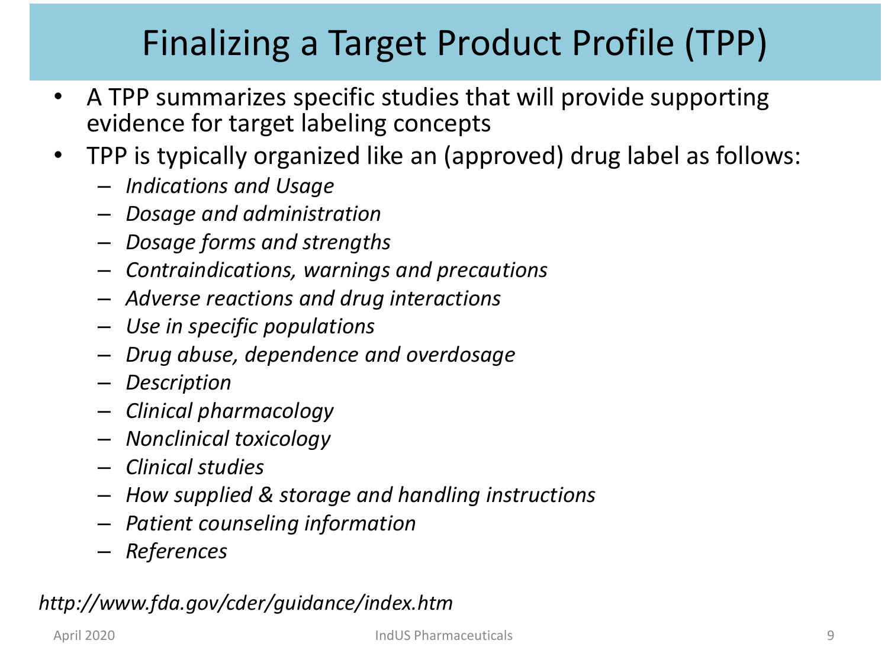# Finalizing a Target Product Profile (TPP)

- A TPP summarizes specific studies that will provide supporting evidence for target labeling concepts
- TPP is typically organized like an (approved) drug label as follows:
  - *Indications and Usage*
  - *Dosage and administration*
  - *Dosage forms and strengths*
  - *Contraindications, warnings and precautions*
  - *Adverse reactions and drug interactions*
  - *Use in specific populations*
  - *Drug abuse, dependence and overdosage*
  - *Description*
  - *Clinical pharmacology*
  - *Nonclinical toxicology*
  - *Clinical studies*
  - *How supplied & storage and handling instructions*
  - *Patient counseling information*
  - *References*

*http://www.fda.gov/cder/guidance/index.htm*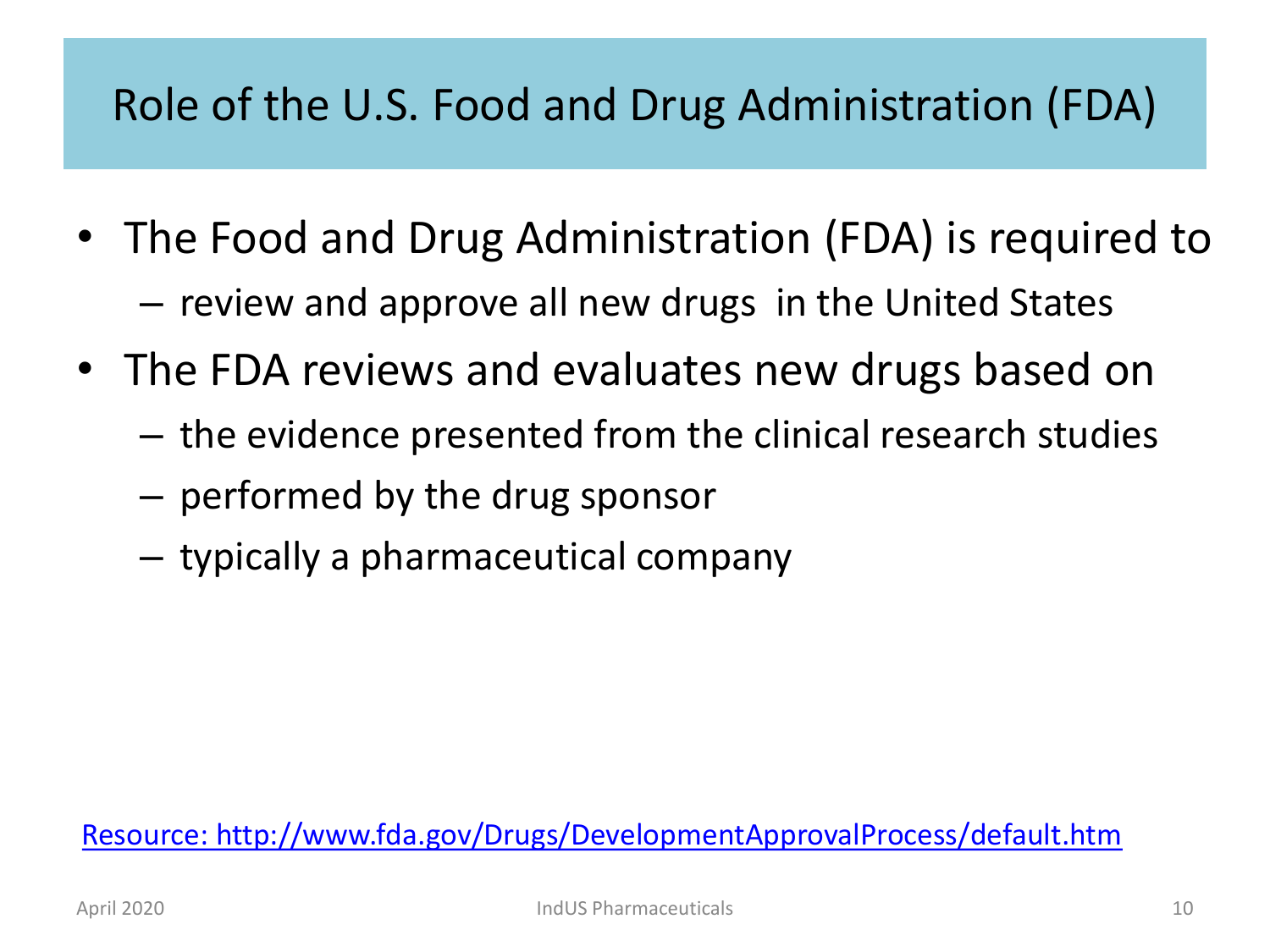# Role of the U.S. Food and Drug Administration (FDA)

- The Food and Drug Administration (FDA) is required to
  - review and approve all new drugs in the United States
- The FDA reviews and evaluates new drugs based on
  - the evidence presented from the clinical research studies
  - performed by the drug sponsor
  - typically a pharmaceutical company

[Resource: http://www.fda.gov/Drugs/DevelopmentApprovalProcess/default.htm](http://www.fda.gov/Drugs/DevelopmentApprovalProcess/default.htm)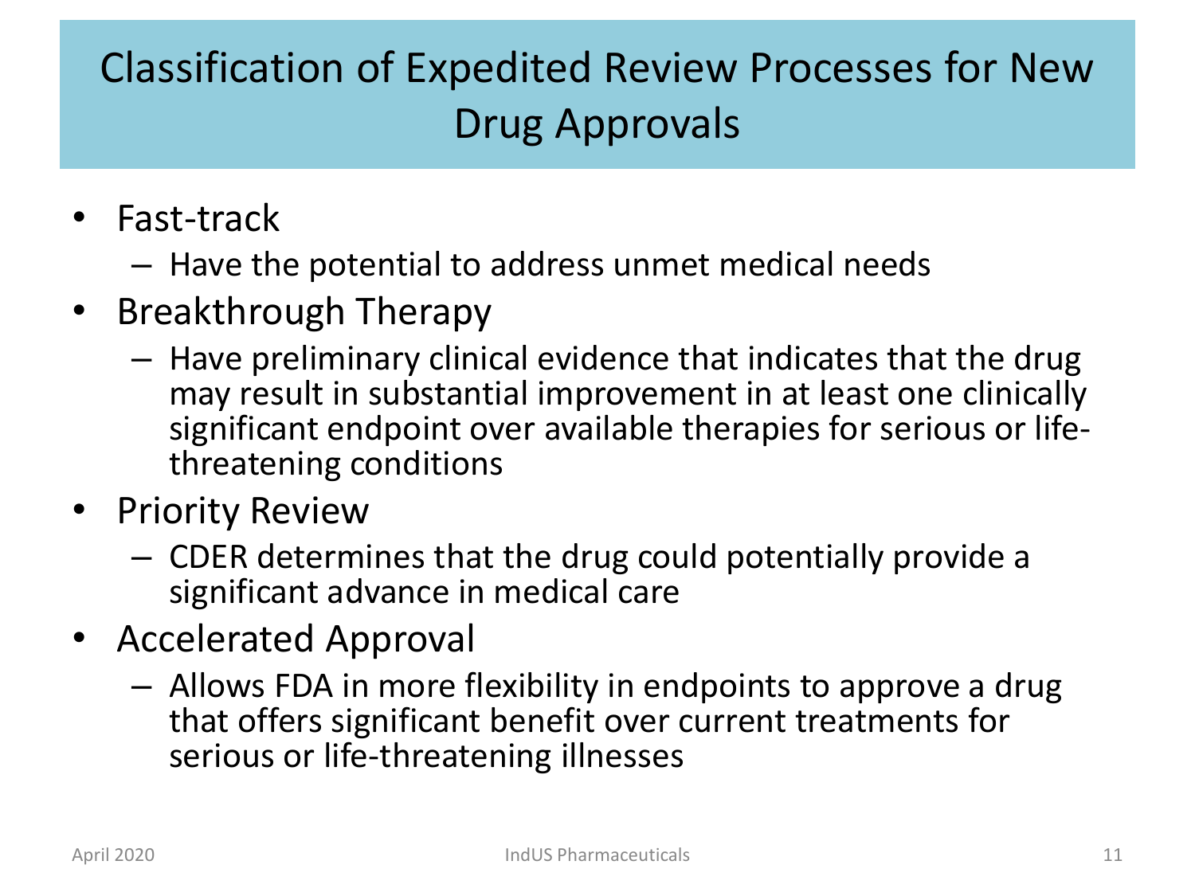# Classification of Expedited Review Processes for New Drug Approvals

- Fast-track
  - Have the potential to address unmet medical needs
- Breakthrough Therapy
  - Have preliminary clinical evidence that indicates that the drug may result in substantial improvement in at least one clinically significant endpoint over available therapies for serious or life-threatening conditions
- Priority Review
  - CDER determines that the drug could potentially provide a significant advance in medical care
- Accelerated Approval
  - Allows FDA in more flexibility in endpoints to approve a drug that offers significant benefit over current treatments for serious or life-threatening illnesses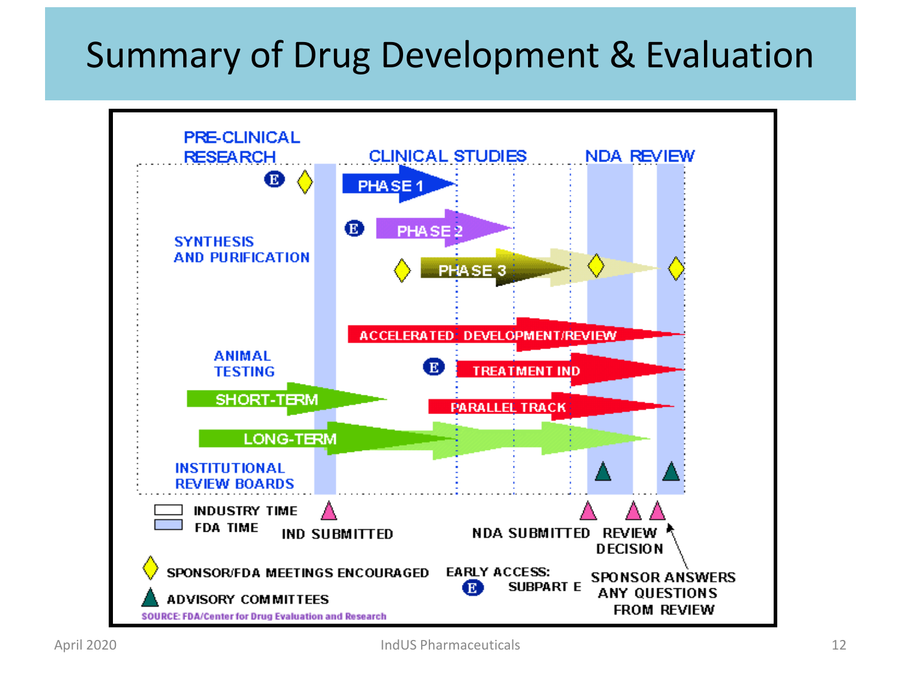# Summary of Drug Development & Evaluation

PRE-CLINICAL RESEARCH

CLINICAL STUDIES

NDA REVIEW

PHASE 1

PHASE 2

PHASE 3

SYNTHESIS AND PURIFICATION

ACCELERATED DEVELOPMENT/REVIEW

ANIMAL TESTING

TREATMENT IND

SHORT-TERM

PARALLEL TRACK

LONG-TERM

INSTITUTIONAL REVIEW BOARDS

INDUSTRY TIME

FDA TIME

IND SUBMITTED

NDA SUBMITTED

REVIEW DECISION

SPONSOR/FDA MEETINGS ENCOURAGED

EARLY ACCESS: SUBPART E

SPONSOR ANSWERS ANY QUESTIONS FROM REVIEW

ADVISORY COMMITTEES

SOURCE: FDA/Center for Drug Evaluation and Research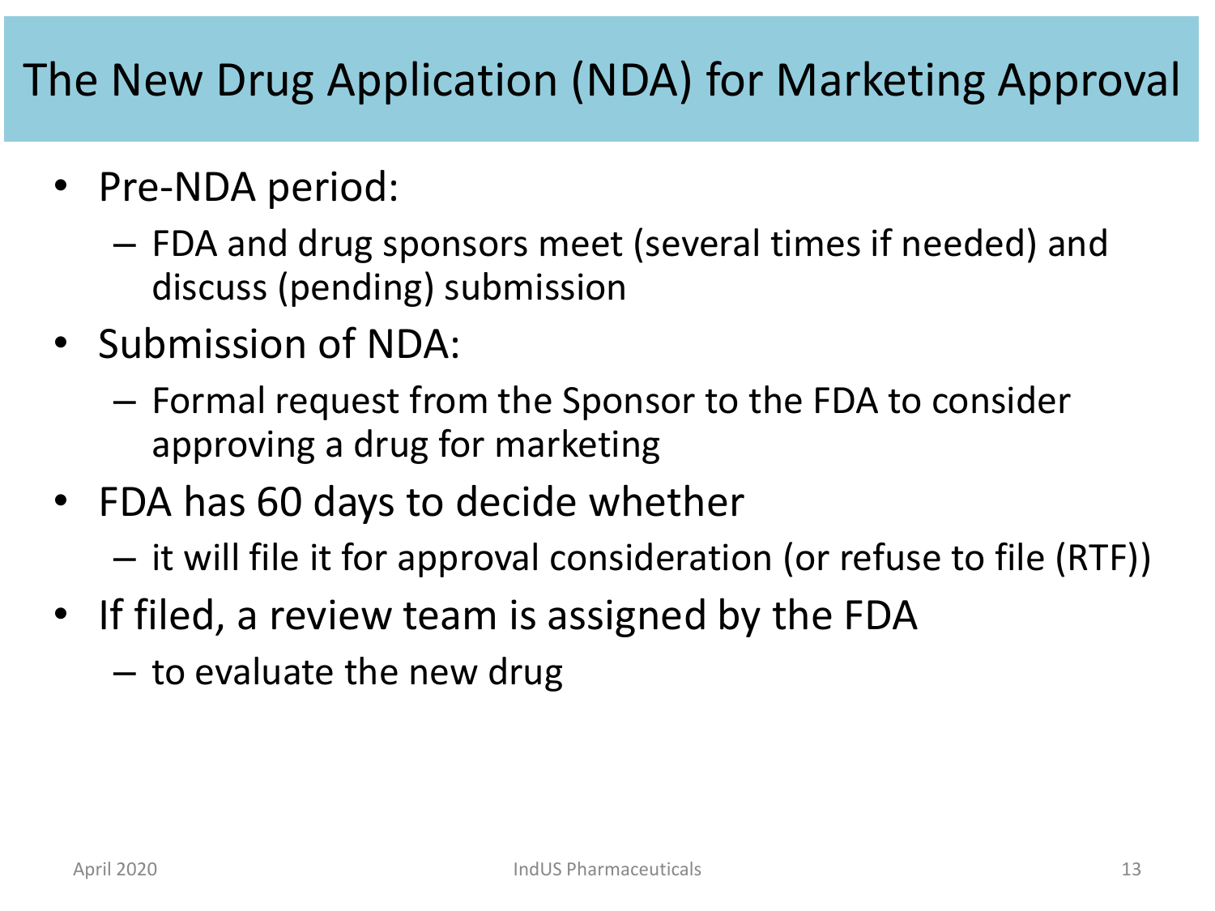# The New Drug Application (NDA) for Marketing Approval

- Pre-NDA period:
  - FDA and drug sponsors meet (several times if needed) and discuss (pending) submission
- Submission of NDA:
  - Formal request from the Sponsor to the FDA to consider approving a drug for marketing
- FDA has 60 days to decide whether
  - it will file it for approval consideration (or refuse to file (RTF))
- If filed, a review team is assigned by the FDA
  - to evaluate the new drug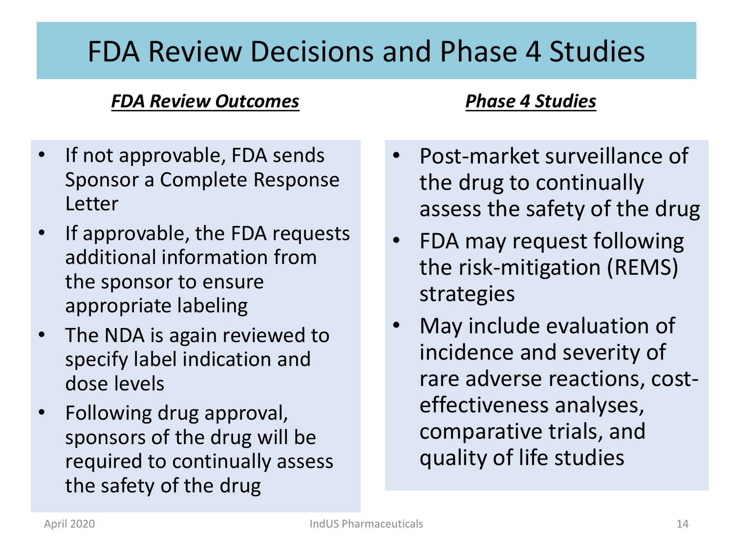# FDA Review Decisions and Phase 4 Studies

***FDA Review Outcomes***

- If not approvable, FDA sends Sponsor a Complete Response Letter
- If approvable, the FDA requests additional information from the sponsor to ensure appropriate labeling
- The NDA is again reviewed to specify label indication and dose levels
- Following drug approval, sponsors of the drug will be required to continually assess the safety of the drug

***Phase 4 Studies***

- Post-market surveillance of the drug to continually assess the safety of the drug
- FDA may request following the risk-mitigation (REMS) strategies
- May include evaluation of incidence and severity of rare adverse reactions, cost-effectiveness analyses, comparative trials, and quality of life studies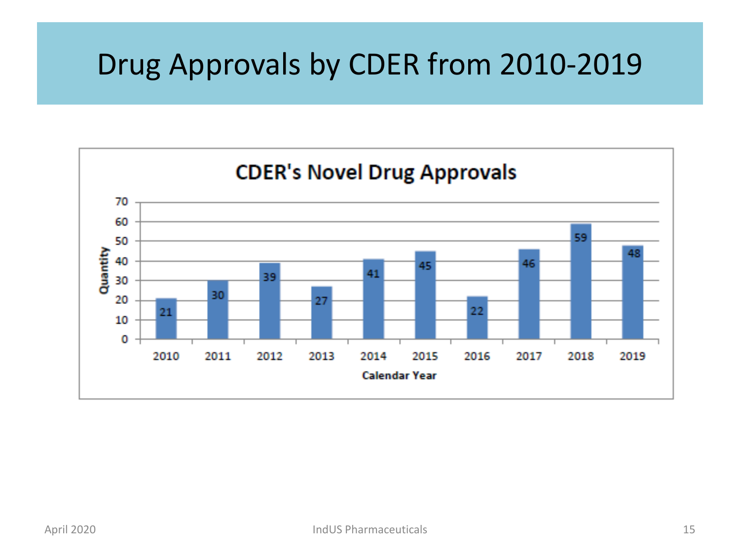# Drug Approvals by CDER from 2010-2019

**CDER's Novel Drug Approvals**

| Calendar Year | Quantity |
|---|---|
| 2010 | 21 |
| 2011 | 30 |
| 2012 | 39 |
| 2013 | 27 |
| 2014 | 41 |
| 2015 | 45 |
| 2016 | 22 |
| 2017 | 46 |
| 2018 | 59 |
| 2019 | 48 |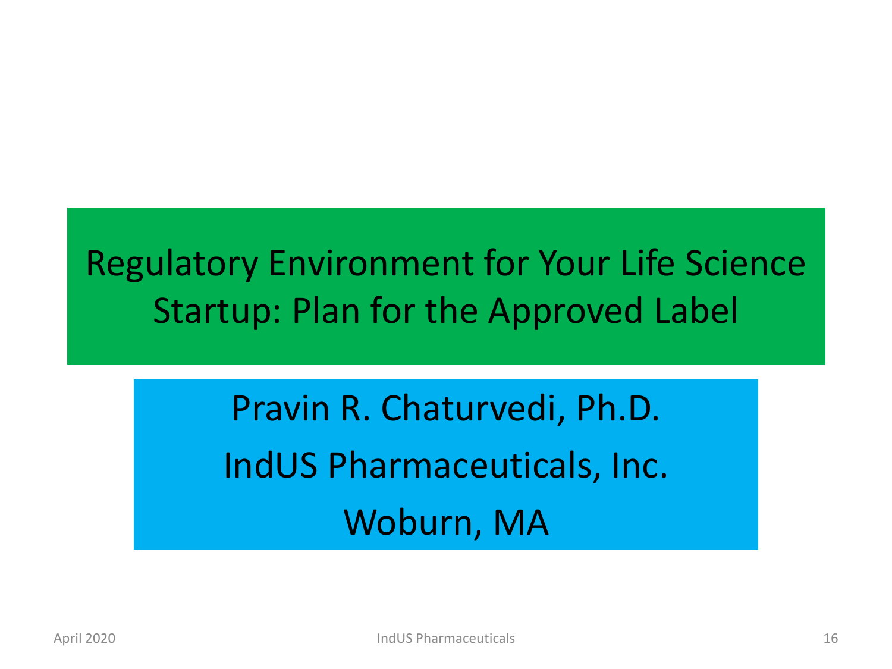# Regulatory Environment for Your Life Science Startup: Plan for the Approved Label

Pravin R. Chaturvedi, Ph.D.

IndUS Pharmaceuticals, Inc.

Woburn, MA